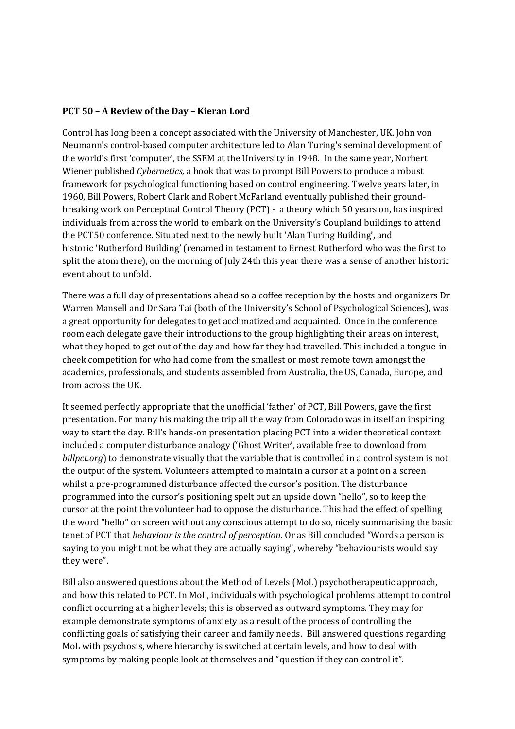**PCT 50 – A Review of the Day – Kieran Lord**

Control has long been a concept associated with the University of Manchester, UK. John von Neumann's control-based computer architecture led to Alan Turing's seminal development of the world's first 'computer', the SSEM at the University in 1948. In the same year, Norbert Wiener published *Cybernetics*, a book that was to prompt Bill Powers to produce a robust framework for psychological functioning based on control engineering. Twelve years later, in 1960, Bill Powers, Robert Clark and Robert McFarland eventually published their ground-breaking work on Perceptual Control Theory (PCT) - a theory which 50 years on, has inspired individuals from across the world to embark on the University's Coupland buildings to attend the PCT50 conference. Situated next to the newly built 'Alan Turing Building', and historic 'Rutherford Building' (renamed in testament to Ernest Rutherford who was the first to split the atom there), on the morning of July 24th this year there was a sense of another historic event about to unfold.

There was a full day of presentations ahead so a coffee reception by the hosts and organizers Dr Warren Mansell and Dr Sara Tai (both of the University's School of Psychological Sciences), was a great opportunity for delegates to get acclimatized and acquainted. Once in the conference room each delegate gave their introductions to the group highlighting their areas on interest, what they hoped to get out of the day and how far they had travelled. This included a tongue-in-cheek competition for who had come from the smallest or most remote town amongst the academics, professionals, and students assembled from Australia, the US, Canada, Europe, and from across the UK.

It seemed perfectly appropriate that the unofficial 'father' of PCT, Bill Powers, gave the first presentation. For many his making the trip all the way from Colorado was in itself an inspiring way to start the day. Bill's hands-on presentation placing PCT into a wider theoretical context included a computer disturbance analogy ('Ghost Writer', available free to download from *billpct.org*) to demonstrate visually that the variable that is controlled in a control system is not the output of the system. Volunteers attempted to maintain a cursor at a point on a screen whilst a pre-programmed disturbance affected the cursor's position. The disturbance programmed into the cursor's positioning spelt out an upside down "hello", so to keep the cursor at the point the volunteer had to oppose the disturbance. This had the effect of spelling the word "hello" on screen without any conscious attempt to do so, nicely summarising the basic tenet of PCT that *behaviour is the control of perception*. Or as Bill concluded "Words a person is saying to you might not be what they are actually saying", whereby "behaviourists would say they were".

Bill also answered questions about the Method of Levels (MoL) psychotherapeutic approach, and how this related to PCT. In MoL, individuals with psychological problems attempt to control conflict occurring at a higher levels; this is observed as outward symptoms. They may for example demonstrate symptoms of anxiety as a result of the process of controlling the conflicting goals of satisfying their career and family needs. Bill answered questions regarding MoL with psychosis, where hierarchy is switched at certain levels, and how to deal with symptoms by making people look at themselves and "question if they can control it".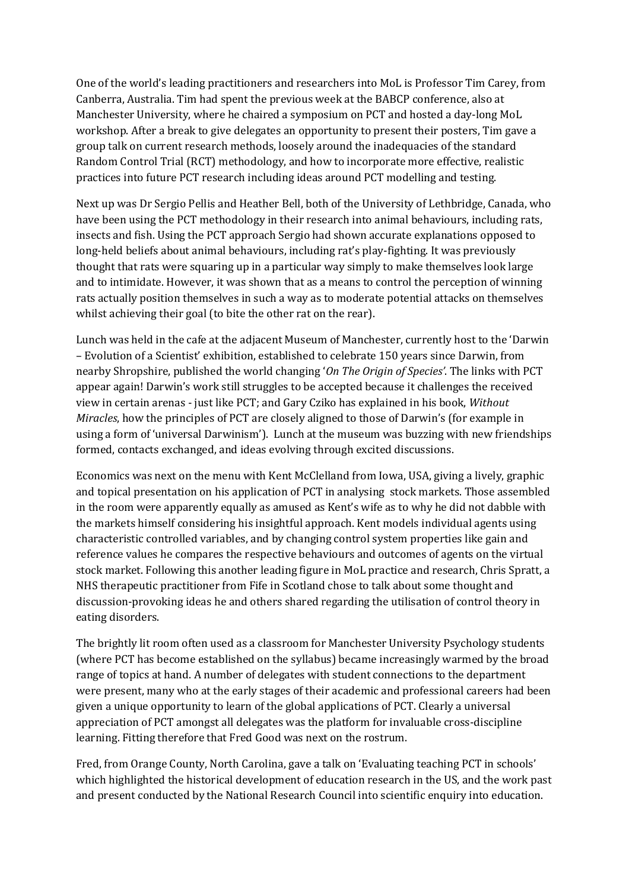One of the world's leading practitioners and researchers into MoL is Professor Tim Carey, from Canberra, Australia. Tim had spent the previous week at the BABCP conference, also at Manchester University, where he chaired a symposium on PCT and hosted a day-long MoL workshop. After a break to give delegates an opportunity to present their posters, Tim gave a group talk on current research methods, loosely around the inadequacies of the standard Random Control Trial (RCT) methodology, and how to incorporate more effective, realistic practices into future PCT research including ideas around PCT modelling and testing.

Next up was Dr Sergio Pellis and Heather Bell, both of the University of Lethbridge, Canada, who have been using the PCT methodology in their research into animal behaviours, including rats, insects and fish. Using the PCT approach Sergio had shown accurate explanations opposed to long-held beliefs about animal behaviours, including rat's play-fighting. It was previously thought that rats were squaring up in a particular way simply to make themselves look large and to intimidate. However, it was shown that as a means to control the perception of winning rats actually position themselves in such a way as to moderate potential attacks on themselves whilst achieving their goal (to bite the other rat on the rear).

Lunch was held in the cafe at the adjacent Museum of Manchester, currently host to the 'Darwin – Evolution of a Scientist' exhibition, established to celebrate 150 years since Darwin, from nearby Shropshire, published the world changing '*On The Origin of Species*'. The links with PCT appear again! Darwin's work still struggles to be accepted because it challenges the received view in certain arenas - just like PCT; and Gary Cziko has explained in his book, *Without Miracles*, how the principles of PCT are closely aligned to those of Darwin's (for example in using a form of 'universal Darwinism'). Lunch at the museum was buzzing with new friendships formed, contacts exchanged, and ideas evolving through excited discussions.

Economics was next on the menu with Kent McClelland from Iowa, USA, giving a lively, graphic and topical presentation on his application of PCT in analysing stock markets. Those assembled in the room were apparently equally as amused as Kent's wife as to why he did not dabble with the markets himself considering his insightful approach. Kent models individual agents using characteristic controlled variables, and by changing control system properties like gain and reference values he compares the respective behaviours and outcomes of agents on the virtual stock market. Following this another leading figure in MoL practice and research, Chris Spratt, a NHS therapeutic practitioner from Fife in Scotland chose to talk about some thought and discussion-provoking ideas he and others shared regarding the utilisation of control theory in eating disorders.

The brightly lit room often used as a classroom for Manchester University Psychology students (where PCT has become established on the syllabus) became increasingly warmed by the broad range of topics at hand. A number of delegates with student connections to the department were present, many who at the early stages of their academic and professional careers had been given a unique opportunity to learn of the global applications of PCT. Clearly a universal appreciation of PCT amongst all delegates was the platform for invaluable cross-discipline learning. Fitting therefore that Fred Good was next on the rostrum.

Fred, from Orange County, North Carolina, gave a talk on 'Evaluating teaching PCT in schools' which highlighted the historical development of education research in the US, and the work past and present conducted by the National Research Council into scientific enquiry into education.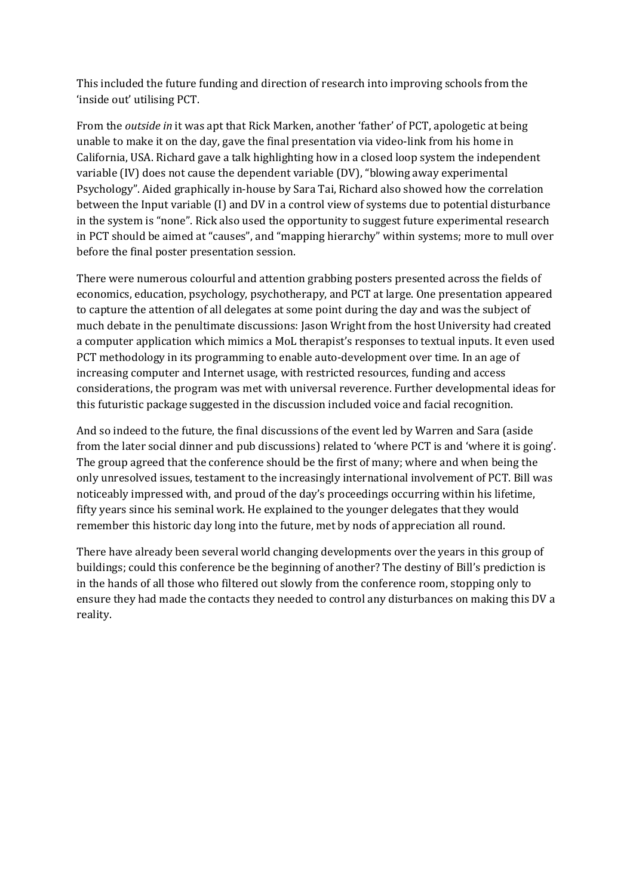This included the future funding and direction of research into improving schools from the 'inside out' utilising PCT.

From the *outside in* it was apt that Rick Marken, another 'father' of PCT, apologetic at being unable to make it on the day, gave the final presentation via video-link from his home in California, USA. Richard gave a talk highlighting how in a closed loop system the independent variable (IV) does not cause the dependent variable (DV), "blowing away experimental Psychology". Aided graphically in-house by Sara Tai, Richard also showed how the correlation between the Input variable (I) and DV in a control view of systems due to potential disturbance in the system is "none". Rick also used the opportunity to suggest future experimental research in PCT should be aimed at "causes", and "mapping hierarchy" within systems; more to mull over before the final poster presentation session.

There were numerous colourful and attention grabbing posters presented across the fields of economics, education, psychology, psychotherapy, and PCT at large. One presentation appeared to capture the attention of all delegates at some point during the day and was the subject of much debate in the penultimate discussions: Jason Wright from the host University had created a computer application which mimics a MoL therapist's responses to textual inputs. It even used PCT methodology in its programming to enable auto-development over time. In an age of increasing computer and Internet usage, with restricted resources, funding and access considerations, the program was met with universal reverence. Further developmental ideas for this futuristic package suggested in the discussion included voice and facial recognition.

And so indeed to the future, the final discussions of the event led by Warren and Sara (aside from the later social dinner and pub discussions) related to 'where PCT is and 'where it is going'. The group agreed that the conference should be the first of many; where and when being the only unresolved issues, testament to the increasingly international involvement of PCT. Bill was noticeably impressed with, and proud of the day's proceedings occurring within his lifetime, fifty years since his seminal work. He explained to the younger delegates that they would remember this historic day long into the future, met by nods of appreciation all round.

There have already been several world changing developments over the years in this group of buildings; could this conference be the beginning of another? The destiny of Bill's prediction is in the hands of all those who filtered out slowly from the conference room, stopping only to ensure they had made the contacts they needed to control any disturbances on making this DV a reality.